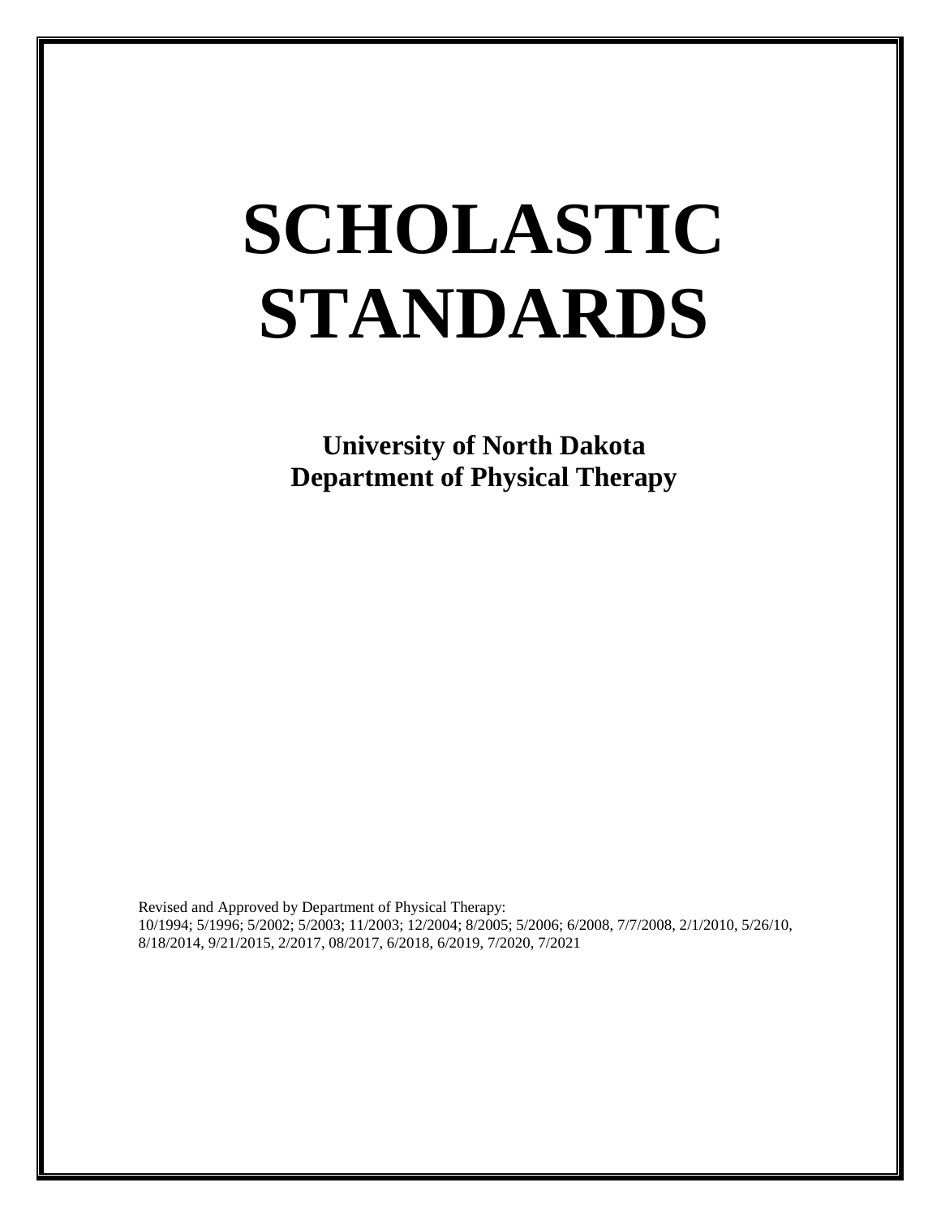# SCHOLASTIC STANDARDS

**University of North Dakota**
**Department of Physical Therapy**

Revised and Approved by Department of Physical Therapy:
10/1994; 5/1996; 5/2002; 5/2003; 11/2003; 12/2004; 8/2005; 5/2006; 6/2008, 7/7/2008, 2/1/2010, 5/26/10, 8/18/2014, 9/21/2015, 2/2017, 08/2017, 6/2018, 6/2019, 7/2020, 7/2021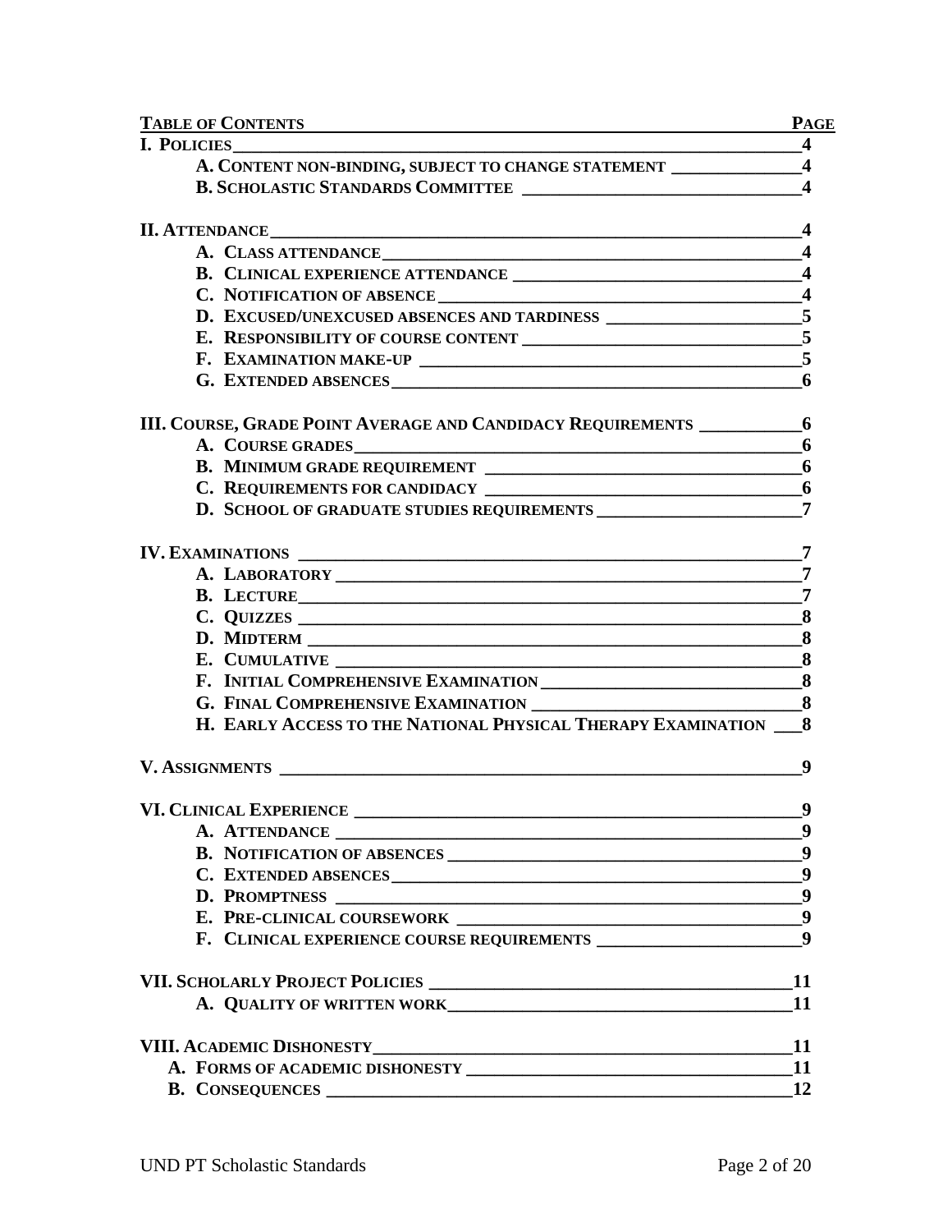| TABLE OF CONTENTS | PAGE |
|---|---|
| **I. POLICIES** | **4** |
| **A. CONTENT NON-BINDING, SUBJECT TO CHANGE STATEMENT** | **4** |
| **B. SCHOLASTIC STANDARDS COMMITTEE** | **4** |
| **II. ATTENDANCE** | **4** |
| **A. CLASS ATTENDANCE** | **4** |
| **B. CLINICAL EXPERIENCE ATTENDANCE** | **4** |
| **C. NOTIFICATION OF ABSENCE** | **4** |
| **D. EXCUSED/UNEXCUSED ABSENCES AND TARDINESS** | **5** |
| **E. RESPONSIBILITY OF COURSE CONTENT** | **5** |
| **F. EXAMINATION MAKE-UP** | **5** |
| **G. EXTENDED ABSENCES** | **6** |
| **III. COURSE, GRADE POINT AVERAGE AND CANDIDACY REQUIREMENTS** | **6** |
| **A. COURSE GRADES** | **6** |
| **B. MINIMUM GRADE REQUIREMENT** | **6** |
| **C. REQUIREMENTS FOR CANDIDACY** | **6** |
| **D. SCHOOL OF GRADUATE STUDIES REQUIREMENTS** | **7** |
| **IV. EXAMINATIONS** | **7** |
| **A. LABORATORY** | **7** |
| **B. LECTURE** | **7** |
| **C. QUIZZES** | **8** |
| **D. MIDTERM** | **8** |
| **E. CUMULATIVE** | **8** |
| **F. INITIAL COMPREHENSIVE EXAMINATION** | **8** |
| **G. FINAL COMPREHENSIVE EXAMINATION** | **8** |
| **H. EARLY ACCESS TO THE NATIONAL PHYSICAL THERAPY EXAMINATION** | **8** |
| **V. ASSIGNMENTS** | **9** |
| **VI. CLINICAL EXPERIENCE** | **9** |
| **A. ATTENDANCE** | **9** |
| **B. NOTIFICATION OF ABSENCES** | **9** |
| **C. EXTENDED ABSENCES** | **9** |
| **D. PROMPTNESS** | **9** |
| **E. PRE-CLINICAL COURSEWORK** | **9** |
| **F. CLINICAL EXPERIENCE COURSE REQUIREMENTS** | **9** |
| **VII. SCHOLARLY PROJECT POLICIES** | **11** |
| **A. QUALITY OF WRITTEN WORK** | **11** |
| **VIII. ACADEMIC DISHONESTY** | **11** |
| **A. FORMS OF ACADEMIC DISHONESTY** | **11** |
| **B. CONSEQUENCES** | **12** |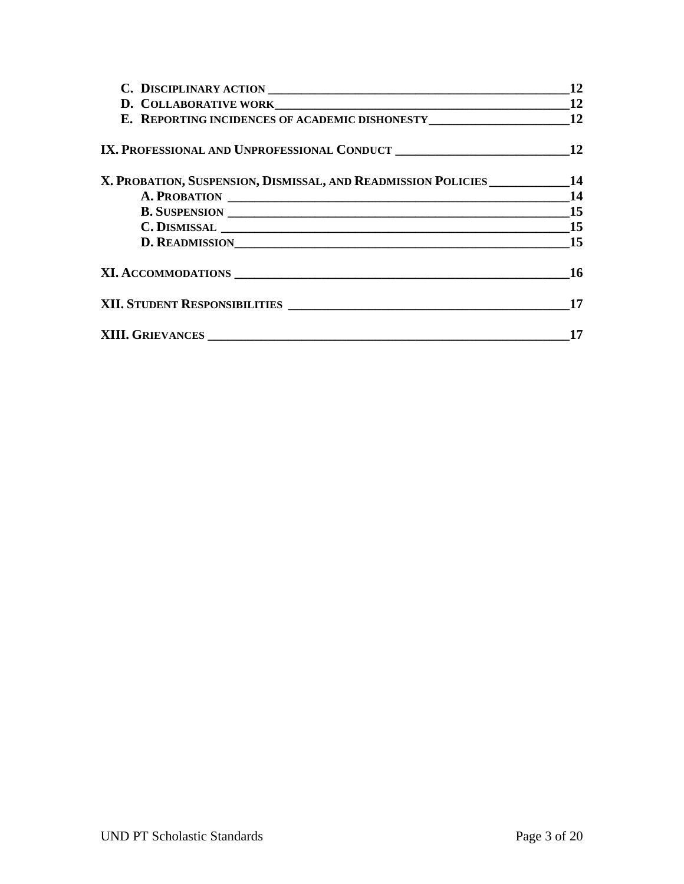- **C. Disciplinary action** — 12
- **D. Collaborative work** — 12
- **E. Reporting incidences of academic dishonesty** — 12

**IX. Professional and Unprofessional Conduct** — 12

**X. Probation, Suspension, Dismissal, and Readmission Policies** — 14

- **A. Probation** — 14
- **B. Suspension** — 15
- **C. Dismissal** — 15
- **D. Readmission** — 15

**XI. Accommodations** — 16

**XII. Student Responsibilities** — 17

**XIII. Grievances** — 17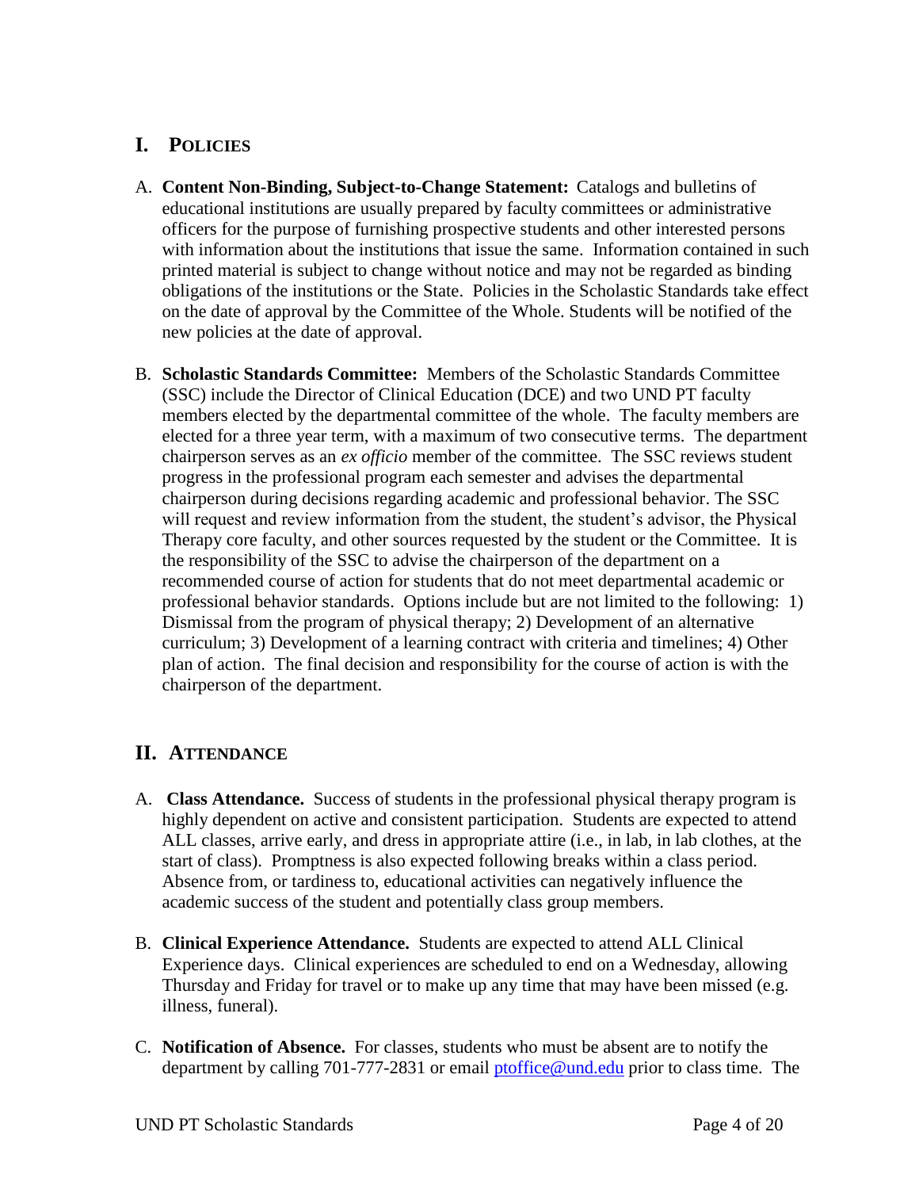## I. POLICIES

A. **Content Non-Binding, Subject-to-Change Statement:** Catalogs and bulletins of educational institutions are usually prepared by faculty committees or administrative officers for the purpose of furnishing prospective students and other interested persons with information about the institutions that issue the same. Information contained in such printed material is subject to change without notice and may not be regarded as binding obligations of the institutions or the State. Policies in the Scholastic Standards take effect on the date of approval by the Committee of the Whole. Students will be notified of the new policies at the date of approval.

B. **Scholastic Standards Committee:** Members of the Scholastic Standards Committee (SSC) include the Director of Clinical Education (DCE) and two UND PT faculty members elected by the departmental committee of the whole. The faculty members are elected for a three year term, with a maximum of two consecutive terms. The department chairperson serves as an *ex officio* member of the committee. The SSC reviews student progress in the professional program each semester and advises the departmental chairperson during decisions regarding academic and professional behavior. The SSC will request and review information from the student, the student's advisor, the Physical Therapy core faculty, and other sources requested by the student or the Committee. It is the responsibility of the SSC to advise the chairperson of the department on a recommended course of action for students that do not meet departmental academic or professional behavior standards. Options include but are not limited to the following: 1) Dismissal from the program of physical therapy; 2) Development of an alternative curriculum; 3) Development of a learning contract with criteria and timelines; 4) Other plan of action. The final decision and responsibility for the course of action is with the chairperson of the department.

## II. ATTENDANCE

A. **Class Attendance.** Success of students in the professional physical therapy program is highly dependent on active and consistent participation. Students are expected to attend ALL classes, arrive early, and dress in appropriate attire (i.e., in lab, in lab clothes, at the start of class). Promptness is also expected following breaks within a class period. Absence from, or tardiness to, educational activities can negatively influence the academic success of the student and potentially class group members.

B. **Clinical Experience Attendance.** Students are expected to attend ALL Clinical Experience days. Clinical experiences are scheduled to end on a Wednesday, allowing Thursday and Friday for travel or to make up any time that may have been missed (e.g. illness, funeral).

C. **Notification of Absence.** For classes, students who must be absent are to notify the department by calling 701-777-2831 or email ptoffice@und.edu prior to class time. The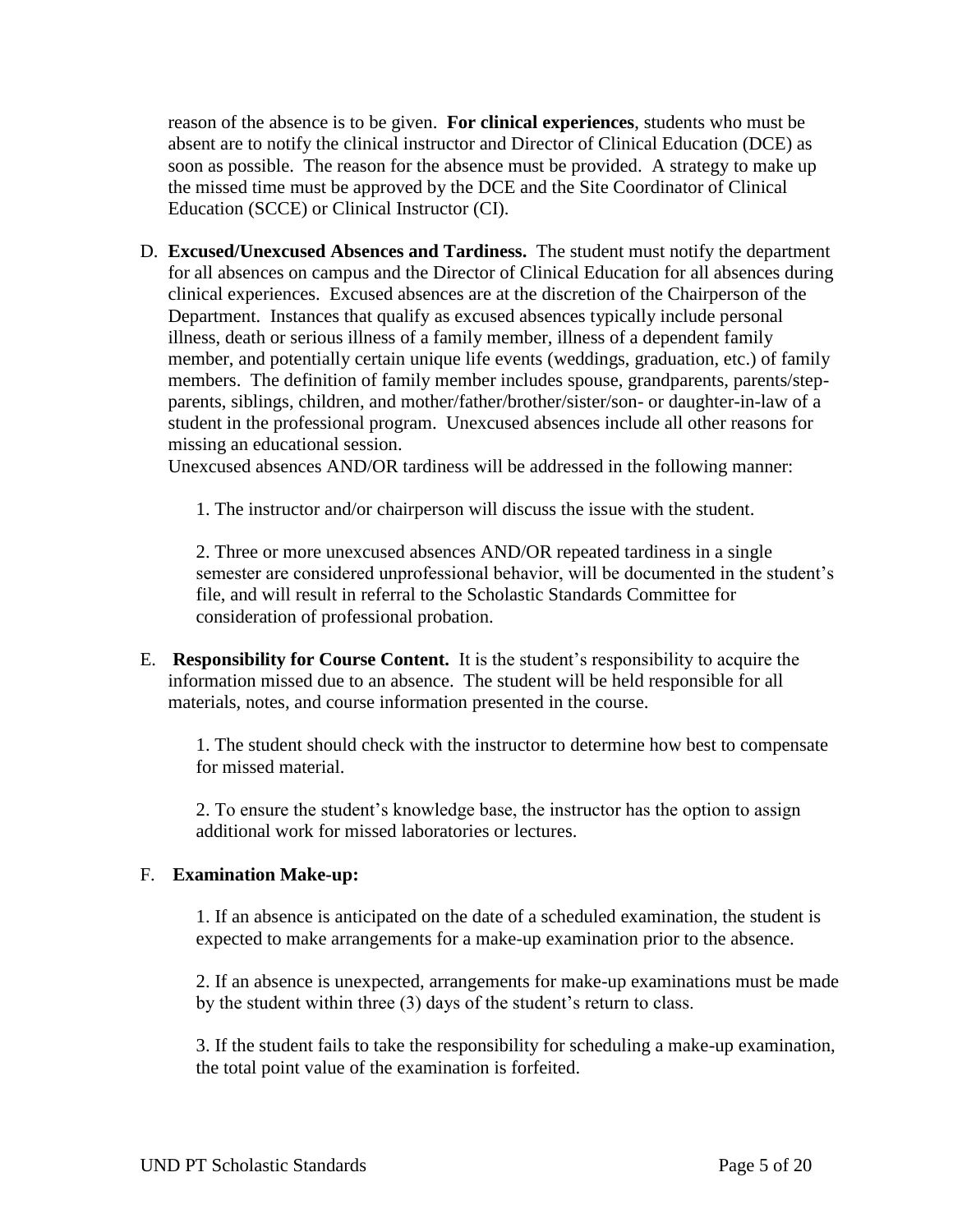reason of the absence is to be given. **For clinical experiences**, students who must be absent are to notify the clinical instructor and Director of Clinical Education (DCE) as soon as possible. The reason for the absence must be provided. A strategy to make up the missed time must be approved by the DCE and the Site Coordinator of Clinical Education (SCCE) or Clinical Instructor (CI).

D. **Excused/Unexcused Absences and Tardiness.** The student must notify the department for all absences on campus and the Director of Clinical Education for all absences during clinical experiences. Excused absences are at the discretion of the Chairperson of the Department. Instances that qualify as excused absences typically include personal illness, death or serious illness of a family member, illness of a dependent family member, and potentially certain unique life events (weddings, graduation, etc.) of family members. The definition of family member includes spouse, grandparents, parents/step-parents, siblings, children, and mother/father/brother/sister/son- or daughter-in-law of a student in the professional program. Unexcused absences include all other reasons for missing an educational session.
Unexcused absences AND/OR tardiness will be addressed in the following manner:

   1. The instructor and/or chairperson will discuss the issue with the student.

   2. Three or more unexcused absences AND/OR repeated tardiness in a single semester are considered unprofessional behavior, will be documented in the student's file, and will result in referral to the Scholastic Standards Committee for consideration of professional probation.

E. **Responsibility for Course Content.** It is the student's responsibility to acquire the information missed due to an absence. The student will be held responsible for all materials, notes, and course information presented in the course.

   1. The student should check with the instructor to determine how best to compensate for missed material.

   2. To ensure the student's knowledge base, the instructor has the option to assign additional work for missed laboratories or lectures.

F. **Examination Make-up:**

   1. If an absence is anticipated on the date of a scheduled examination, the student is expected to make arrangements for a make-up examination prior to the absence.

   2. If an absence is unexpected, arrangements for make-up examinations must be made by the student within three (3) days of the student's return to class.

   3. If the student fails to take the responsibility for scheduling a make-up examination, the total point value of the examination is forfeited.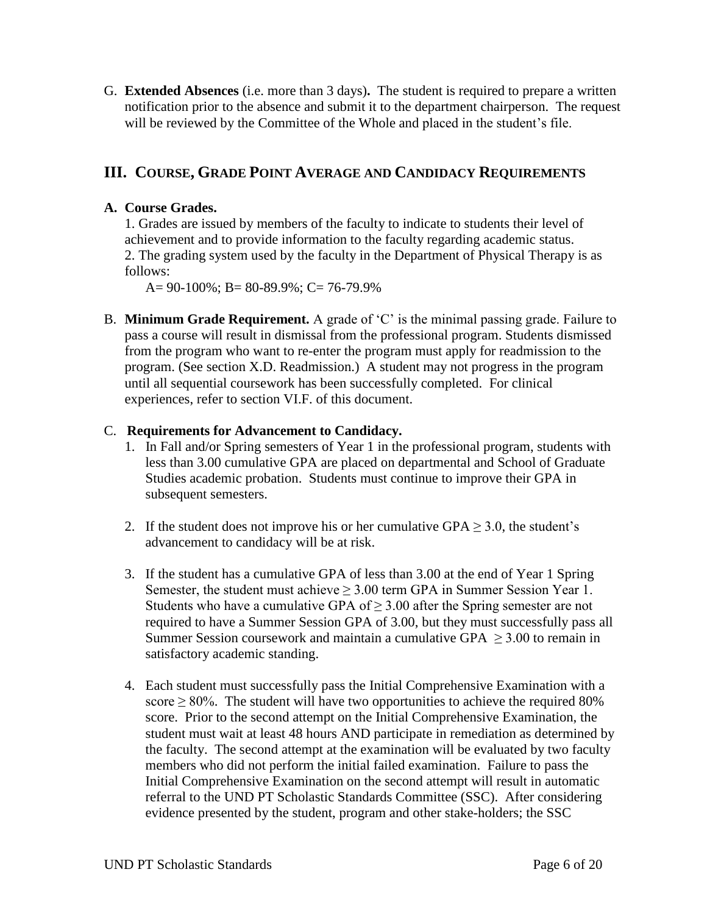G. **Extended Absences** (i.e. more than 3 days)**.** The student is required to prepare a written notification prior to the absence and submit it to the department chairperson. The request will be reviewed by the Committee of the Whole and placed in the student's file.

## III. COURSE, GRADE POINT AVERAGE AND CANDIDACY REQUIREMENTS

**A. Course Grades.**

1. Grades are issued by members of the faculty to indicate to students their level of achievement and to provide information to the faculty regarding academic status.
2. The grading system used by the faculty in the Department of Physical Therapy is as follows:

   A= 90-100%; B= 80-89.9%; C= 76-79.9%

B. **Minimum Grade Requirement.** A grade of 'C' is the minimal passing grade. Failure to pass a course will result in dismissal from the professional program. Students dismissed from the program who want to re-enter the program must apply for readmission to the program. (See section X.D. Readmission.) A student may not progress in the program until all sequential coursework has been successfully completed. For clinical experiences, refer to section VI.F. of this document.

C. **Requirements for Advancement to Candidacy.**

1. In Fall and/or Spring semesters of Year 1 in the professional program, students with less than 3.00 cumulative GPA are placed on departmental and School of Graduate Studies academic probation. Students must continue to improve their GPA in subsequent semesters.

2. If the student does not improve his or her cumulative GPA $\geq 3.0$, the student's advancement to candidacy will be at risk.

3. If the student has a cumulative GPA of less than 3.00 at the end of Year 1 Spring Semester, the student must achieve $\geq 3.00$ term GPA in Summer Session Year 1. Students who have a cumulative GPA of $\geq 3.00$ after the Spring semester are not required to have a Summer Session GPA of 3.00, but they must successfully pass all Summer Session coursework and maintain a cumulative GPA $\geq 3.00$ to remain in satisfactory academic standing.

4. Each student must successfully pass the Initial Comprehensive Examination with a score $\geq 80\%$. The student will have two opportunities to achieve the required 80% score. Prior to the second attempt on the Initial Comprehensive Examination, the student must wait at least 48 hours AND participate in remediation as determined by the faculty. The second attempt at the examination will be evaluated by two faculty members who did not perform the initial failed examination. Failure to pass the Initial Comprehensive Examination on the second attempt will result in automatic referral to the UND PT Scholastic Standards Committee (SSC). After considering evidence presented by the student, program and other stake-holders; the SSC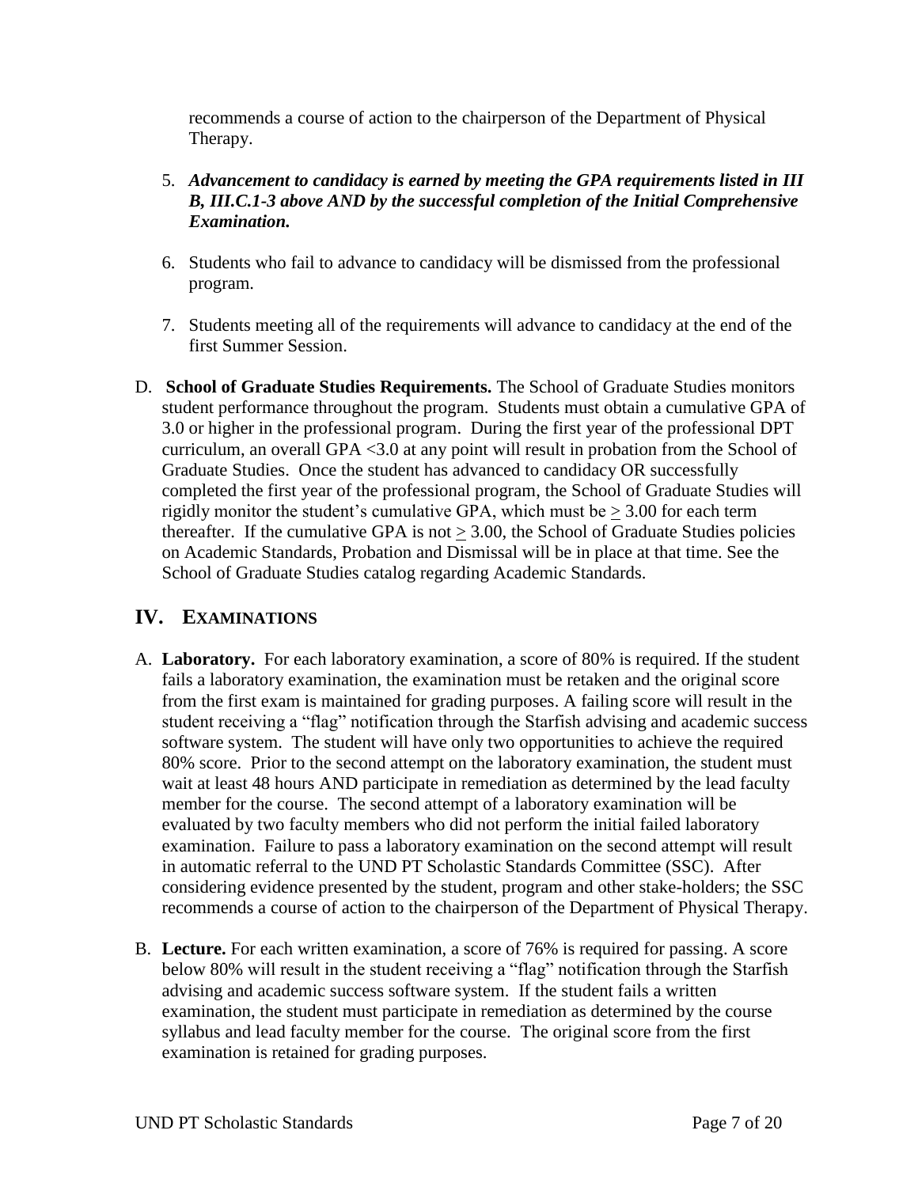recommends a course of action to the chairperson of the Department of Physical Therapy.

5. ***Advancement to candidacy is earned by meeting the GPA requirements listed in III B, III.C.1-3 above AND by the successful completion of the Initial Comprehensive Examination.***

6. Students who fail to advance to candidacy will be dismissed from the professional program.

7. Students meeting all of the requirements will advance to candidacy at the end of the first Summer Session.

D. **School of Graduate Studies Requirements.** The School of Graduate Studies monitors student performance throughout the program. Students must obtain a cumulative GPA of 3.0 or higher in the professional program. During the first year of the professional DPT curriculum, an overall GPA <3.0 at any point will result in probation from the School of Graduate Studies. Once the student has advanced to candidacy OR successfully completed the first year of the professional program, the School of Graduate Studies will rigidly monitor the student's cumulative GPA, which must be $\geq$ 3.00 for each term thereafter. If the cumulative GPA is not $\geq$ 3.00, the School of Graduate Studies policies on Academic Standards, Probation and Dismissal will be in place at that time. See the School of Graduate Studies catalog regarding Academic Standards.

## IV. EXAMINATIONS

A. **Laboratory.** For each laboratory examination, a score of 80% is required. If the student fails a laboratory examination, the examination must be retaken and the original score from the first exam is maintained for grading purposes. A failing score will result in the student receiving a "flag" notification through the Starfish advising and academic success software system. The student will have only two opportunities to achieve the required 80% score. Prior to the second attempt on the laboratory examination, the student must wait at least 48 hours AND participate in remediation as determined by the lead faculty member for the course. The second attempt of a laboratory examination will be evaluated by two faculty members who did not perform the initial failed laboratory examination. Failure to pass a laboratory examination on the second attempt will result in automatic referral to the UND PT Scholastic Standards Committee (SSC). After considering evidence presented by the student, program and other stake-holders; the SSC recommends a course of action to the chairperson of the Department of Physical Therapy.

B. **Lecture.** For each written examination, a score of 76% is required for passing. A score below 80% will result in the student receiving a "flag" notification through the Starfish advising and academic success software system. If the student fails a written examination, the student must participate in remediation as determined by the course syllabus and lead faculty member for the course. The original score from the first examination is retained for grading purposes.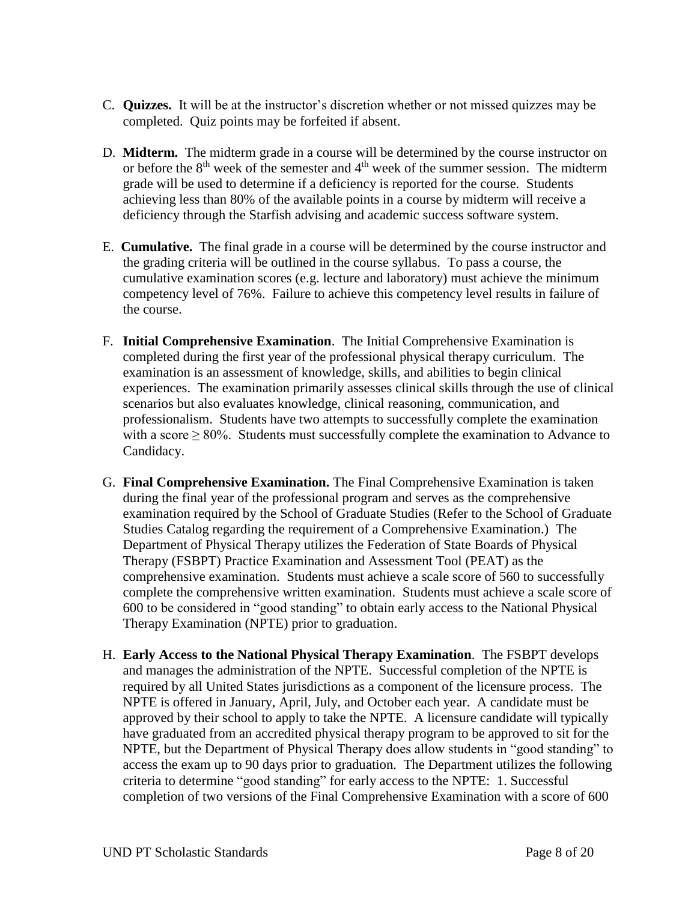C. **Quizzes.** It will be at the instructor's discretion whether or not missed quizzes may be completed. Quiz points may be forfeited if absent.

D. **Midterm.** The midterm grade in a course will be determined by the course instructor on or before the 8th week of the semester and 4th week of the summer session. The midterm grade will be used to determine if a deficiency is reported for the course. Students achieving less than 80% of the available points in a course by midterm will receive a deficiency through the Starfish advising and academic success software system.

E. **Cumulative.** The final grade in a course will be determined by the course instructor and the grading criteria will be outlined in the course syllabus. To pass a course, the cumulative examination scores (e.g. lecture and laboratory) must achieve the minimum competency level of 76%. Failure to achieve this competency level results in failure of the course.

F. **Initial Comprehensive Examination**. The Initial Comprehensive Examination is completed during the first year of the professional physical therapy curriculum. The examination is an assessment of knowledge, skills, and abilities to begin clinical experiences. The examination primarily assesses clinical skills through the use of clinical scenarios but also evaluates knowledge, clinical reasoning, communication, and professionalism. Students have two attempts to successfully complete the examination with a score ≥ 80%. Students must successfully complete the examination to Advance to Candidacy.

G. **Final Comprehensive Examination.** The Final Comprehensive Examination is taken during the final year of the professional program and serves as the comprehensive examination required by the School of Graduate Studies (Refer to the School of Graduate Studies Catalog regarding the requirement of a Comprehensive Examination.) The Department of Physical Therapy utilizes the Federation of State Boards of Physical Therapy (FSBPT) Practice Examination and Assessment Tool (PEAT) as the comprehensive examination. Students must achieve a scale score of 560 to successfully complete the comprehensive written examination. Students must achieve a scale score of 600 to be considered in "good standing" to obtain early access to the National Physical Therapy Examination (NPTE) prior to graduation.

H. **Early Access to the National Physical Therapy Examination**. The FSBPT develops and manages the administration of the NPTE. Successful completion of the NPTE is required by all United States jurisdictions as a component of the licensure process. The NPTE is offered in January, April, July, and October each year. A candidate must be approved by their school to apply to take the NPTE. A licensure candidate will typically have graduated from an accredited physical therapy program to be approved to sit for the NPTE, but the Department of Physical Therapy does allow students in "good standing" to access the exam up to 90 days prior to graduation. The Department utilizes the following criteria to determine "good standing" for early access to the NPTE: 1. Successful completion of two versions of the Final Comprehensive Examination with a score of 600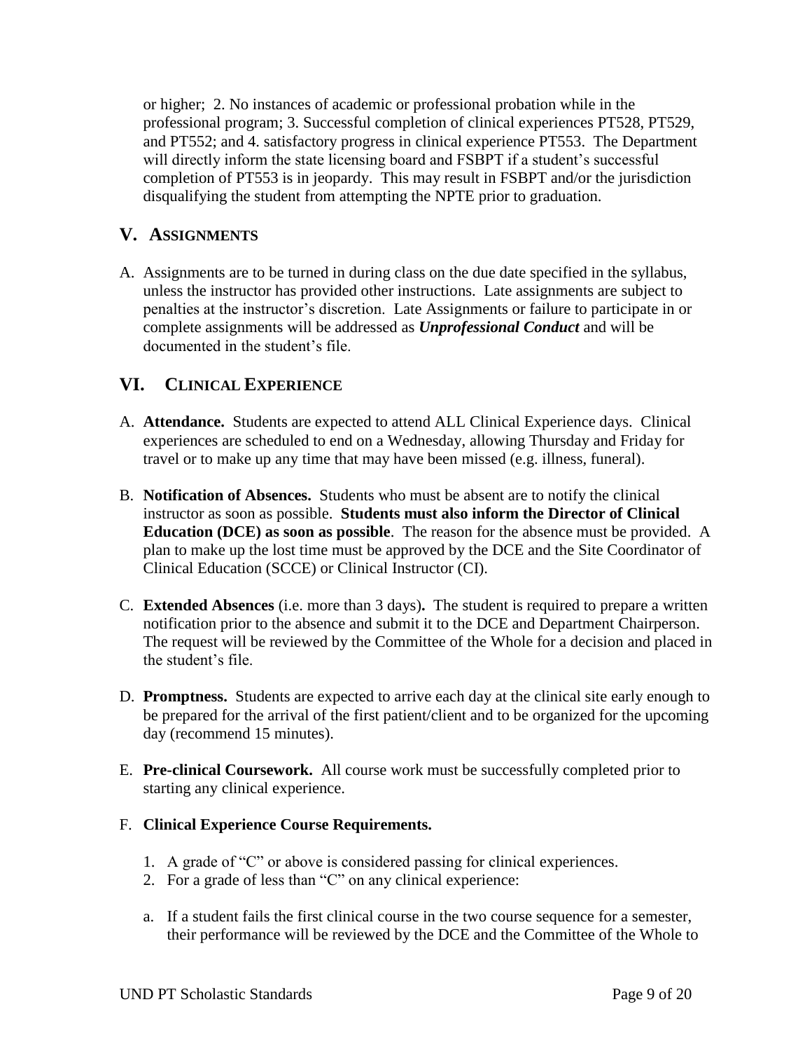or higher; 2. No instances of academic or professional probation while in the professional program; 3. Successful completion of clinical experiences PT528, PT529, and PT552; and 4. satisfactory progress in clinical experience PT553. The Department will directly inform the state licensing board and FSBPT if a student's successful completion of PT553 is in jeopardy. This may result in FSBPT and/or the jurisdiction disqualifying the student from attempting the NPTE prior to graduation.

## V. Assignments

A. Assignments are to be turned in during class on the due date specified in the syllabus, unless the instructor has provided other instructions. Late assignments are subject to penalties at the instructor's discretion. Late Assignments or failure to participate in or complete assignments will be addressed as ***Unprofessional Conduct*** and will be documented in the student's file.

## VI. Clinical Experience

A. **Attendance.** Students are expected to attend ALL Clinical Experience days. Clinical experiences are scheduled to end on a Wednesday, allowing Thursday and Friday for travel or to make up any time that may have been missed (e.g. illness, funeral).

B. **Notification of Absences.** Students who must be absent are to notify the clinical instructor as soon as possible. **Students must also inform the Director of Clinical Education (DCE) as soon as possible**. The reason for the absence must be provided. A plan to make up the lost time must be approved by the DCE and the Site Coordinator of Clinical Education (SCCE) or Clinical Instructor (CI).

C. **Extended Absences** (i.e. more than 3 days)**.** The student is required to prepare a written notification prior to the absence and submit it to the DCE and Department Chairperson. The request will be reviewed by the Committee of the Whole for a decision and placed in the student's file.

D. **Promptness.** Students are expected to arrive each day at the clinical site early enough to be prepared for the arrival of the first patient/client and to be organized for the upcoming day (recommend 15 minutes).

E. **Pre-clinical Coursework.** All course work must be successfully completed prior to starting any clinical experience.

F. **Clinical Experience Course Requirements.**

1. A grade of "C" or above is considered passing for clinical experiences.
2. For a grade of less than "C" on any clinical experience:

a. If a student fails the first clinical course in the two course sequence for a semester, their performance will be reviewed by the DCE and the Committee of the Whole to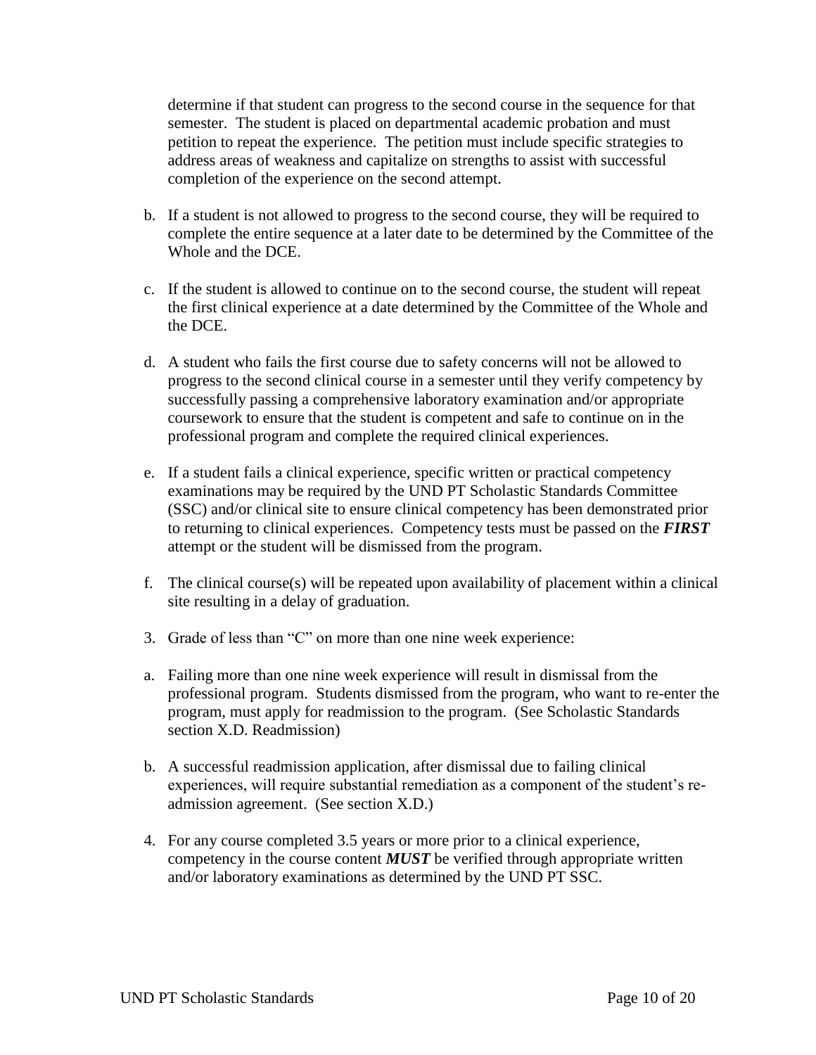determine if that student can progress to the second course in the sequence for that semester. The student is placed on departmental academic probation and must petition to repeat the experience. The petition must include specific strategies to address areas of weakness and capitalize on strengths to assist with successful completion of the experience on the second attempt.

b. If a student is not allowed to progress to the second course, they will be required to complete the entire sequence at a later date to be determined by the Committee of the Whole and the DCE.

c. If the student is allowed to continue on to the second course, the student will repeat the first clinical experience at a date determined by the Committee of the Whole and the DCE.

d. A student who fails the first course due to safety concerns will not be allowed to progress to the second clinical course in a semester until they verify competency by successfully passing a comprehensive laboratory examination and/or appropriate coursework to ensure that the student is competent and safe to continue on in the professional program and complete the required clinical experiences.

e. If a student fails a clinical experience, specific written or practical competency examinations may be required by the UND PT Scholastic Standards Committee (SSC) and/or clinical site to ensure clinical competency has been demonstrated prior to returning to clinical experiences. Competency tests must be passed on the ***FIRST*** attempt or the student will be dismissed from the program.

f. The clinical course(s) will be repeated upon availability of placement within a clinical site resulting in a delay of graduation.

3. Grade of less than "C" on more than one nine week experience:

a. Failing more than one nine week experience will result in dismissal from the professional program. Students dismissed from the program, who want to re-enter the program, must apply for readmission to the program. (See Scholastic Standards section X.D. Readmission)

b. A successful readmission application, after dismissal due to failing clinical experiences, will require substantial remediation as a component of the student's re-admission agreement. (See section X.D.)

4. For any course completed 3.5 years or more prior to a clinical experience, competency in the course content ***MUST*** be verified through appropriate written and/or laboratory examinations as determined by the UND PT SSC.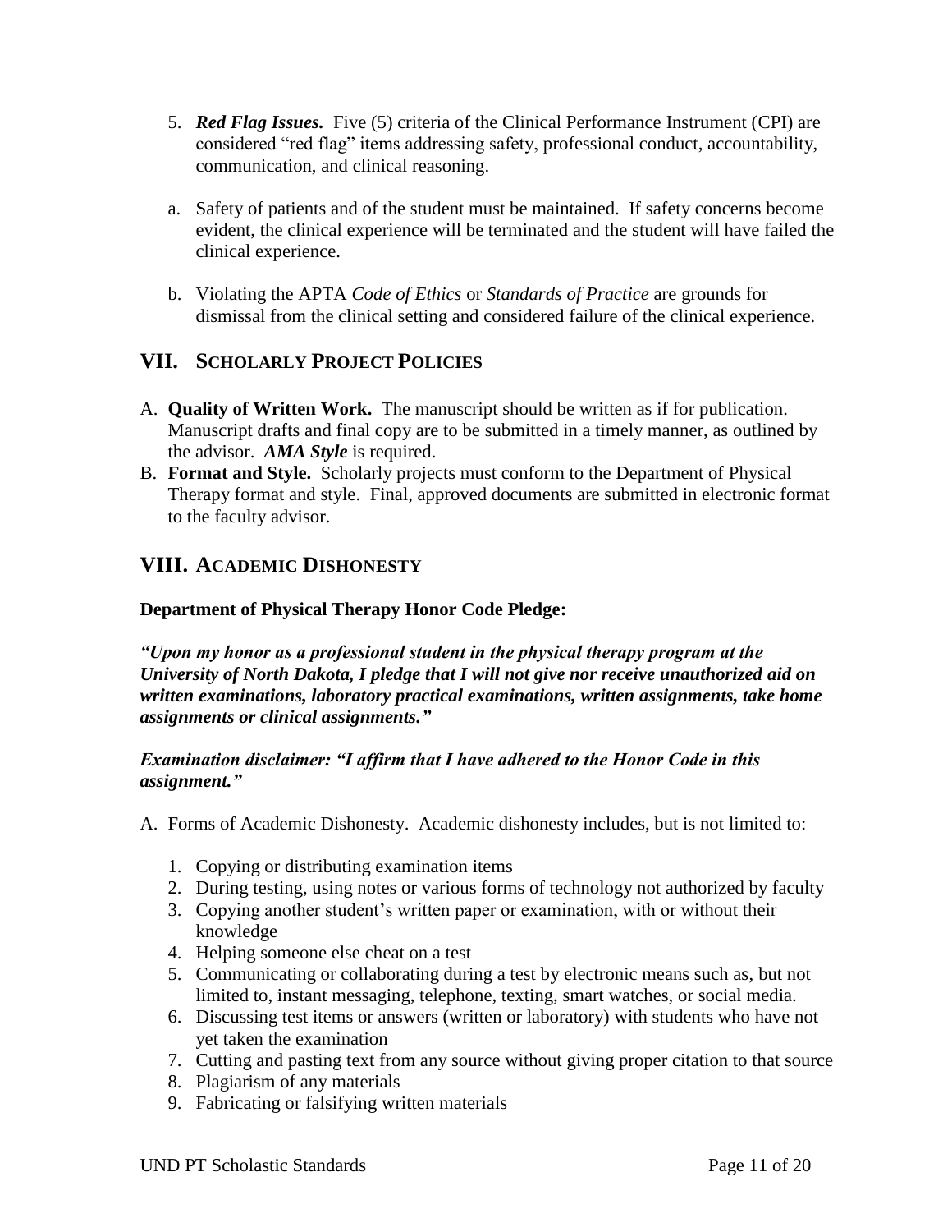5. ***Red Flag Issues.*** Five (5) criteria of the Clinical Performance Instrument (CPI) are considered "red flag" items addressing safety, professional conduct, accountability, communication, and clinical reasoning.

a. Safety of patients and of the student must be maintained. If safety concerns become evident, the clinical experience will be terminated and the student will have failed the clinical experience.

b. Violating the APTA *Code of Ethics* or *Standards of Practice* are grounds for dismissal from the clinical setting and considered failure of the clinical experience.

## VII. SCHOLARLY PROJECT POLICIES

A. **Quality of Written Work.** The manuscript should be written as if for publication. Manuscript drafts and final copy are to be submitted in a timely manner, as outlined by the advisor. ***AMA Style*** is required.

B. **Format and Style.** Scholarly projects must conform to the Department of Physical Therapy format and style. Final, approved documents are submitted in electronic format to the faculty advisor.

## VIII. ACADEMIC DISHONESTY

**Department of Physical Therapy Honor Code Pledge:**

***"Upon my honor as a professional student in the physical therapy program at the University of North Dakota, I pledge that I will not give nor receive unauthorized aid on written examinations, laboratory practical examinations, written assignments, take home assignments or clinical assignments."***

***Examination disclaimer: "I affirm that I have adhered to the Honor Code in this assignment."***

A. Forms of Academic Dishonesty. Academic dishonesty includes, but is not limited to:

1. Copying or distributing examination items
2. During testing, using notes or various forms of technology not authorized by faculty
3. Copying another student's written paper or examination, with or without their knowledge
4. Helping someone else cheat on a test
5. Communicating or collaborating during a test by electronic means such as, but not limited to, instant messaging, telephone, texting, smart watches, or social media.
6. Discussing test items or answers (written or laboratory) with students who have not yet taken the examination
7. Cutting and pasting text from any source without giving proper citation to that source
8. Plagiarism of any materials
9. Fabricating or falsifying written materials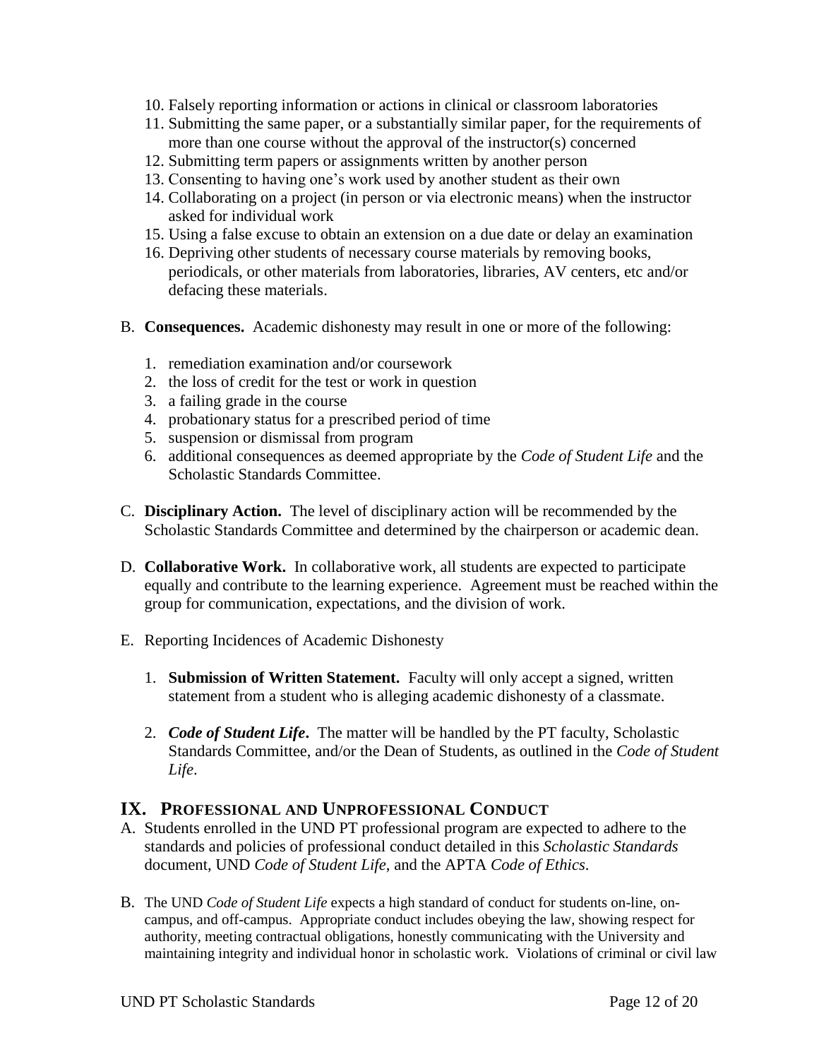10. Falsely reporting information or actions in clinical or classroom laboratories
11. Submitting the same paper, or a substantially similar paper, for the requirements of more than one course without the approval of the instructor(s) concerned
12. Submitting term papers or assignments written by another person
13. Consenting to having one's work used by another student as their own
14. Collaborating on a project (in person or via electronic means) when the instructor asked for individual work
15. Using a false excuse to obtain an extension on a due date or delay an examination
16. Depriving other students of necessary course materials by removing books, periodicals, or other materials from laboratories, libraries, AV centers, etc and/or defacing these materials.

B. **Consequences.** Academic dishonesty may result in one or more of the following:

1. remediation examination and/or coursework
2. the loss of credit for the test or work in question
3. a failing grade in the course
4. probationary status for a prescribed period of time
5. suspension or dismissal from program
6. additional consequences as deemed appropriate by the *Code of Student Life* and the Scholastic Standards Committee.

C. **Disciplinary Action.** The level of disciplinary action will be recommended by the Scholastic Standards Committee and determined by the chairperson or academic dean.

D. **Collaborative Work.** In collaborative work, all students are expected to participate equally and contribute to the learning experience. Agreement must be reached within the group for communication, expectations, and the division of work.

E. Reporting Incidences of Academic Dishonesty

1. **Submission of Written Statement.** Faculty will only accept a signed, written statement from a student who is alleging academic dishonesty of a classmate.

2. ***Code of Student Life*.** The matter will be handled by the PT faculty, Scholastic Standards Committee, and/or the Dean of Students, as outlined in the *Code of Student Life*.

## IX. Professional and Unprofessional Conduct

A. Students enrolled in the UND PT professional program are expected to adhere to the standards and policies of professional conduct detailed in this *Scholastic Standards* document, UND *Code of Student Life*, and the APTA *Code of Ethics*.

B. The UND *Code of Student Life* expects a high standard of conduct for students on-line, on-campus, and off-campus. Appropriate conduct includes obeying the law, showing respect for authority, meeting contractual obligations, honestly communicating with the University and maintaining integrity and individual honor in scholastic work. Violations of criminal or civil law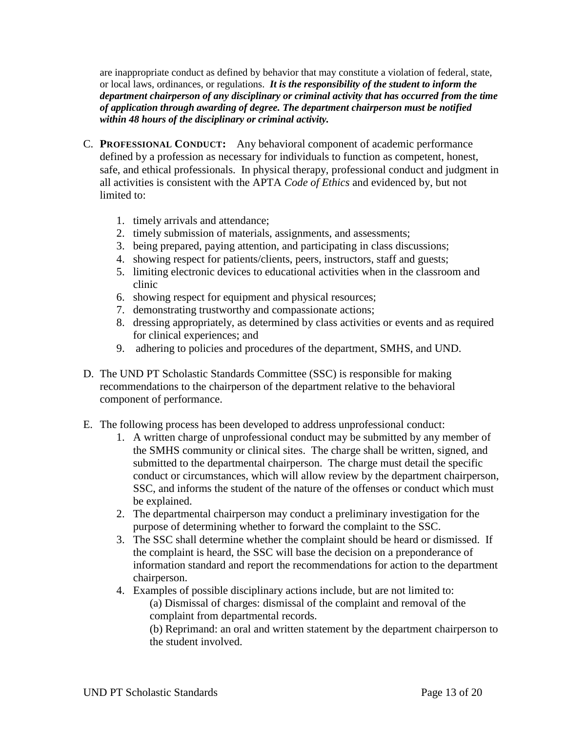are inappropriate conduct as defined by behavior that may constitute a violation of federal, state, or local laws, ordinances, or regulations. ***It is the responsibility of the student to inform the department chairperson of any disciplinary or criminal activity that has occurred from the time of application through awarding of degree. The department chairperson must be notified within 48 hours of the disciplinary or criminal activity.***

C. **PROFESSIONAL CONDUCT:** Any behavioral component of academic performance defined by a profession as necessary for individuals to function as competent, honest, safe, and ethical professionals. In physical therapy, professional conduct and judgment in all activities is consistent with the APTA *Code of Ethics* and evidenced by, but not limited to:

   1. timely arrivals and attendance;
   2. timely submission of materials, assignments, and assessments;
   3. being prepared, paying attention, and participating in class discussions;
   4. showing respect for patients/clients, peers, instructors, staff and guests;
   5. limiting electronic devices to educational activities when in the classroom and clinic
   6. showing respect for equipment and physical resources;
   7. demonstrating trustworthy and compassionate actions;
   8. dressing appropriately, as determined by class activities or events and as required for clinical experiences; and
   9. adhering to policies and procedures of the department, SMHS, and UND.

D. The UND PT Scholastic Standards Committee (SSC) is responsible for making recommendations to the chairperson of the department relative to the behavioral component of performance.

E. The following process has been developed to address unprofessional conduct:
   1. A written charge of unprofessional conduct may be submitted by any member of the SMHS community or clinical sites. The charge shall be written, signed, and submitted to the departmental chairperson. The charge must detail the specific conduct or circumstances, which will allow review by the department chairperson, SSC, and informs the student of the nature of the offenses or conduct which must be explained.
   2. The departmental chairperson may conduct a preliminary investigation for the purpose of determining whether to forward the complaint to the SSC.
   3. The SSC shall determine whether the complaint should be heard or dismissed. If the complaint is heard, the SSC will base the decision on a preponderance of information standard and report the recommendations for action to the department chairperson.
   4. Examples of possible disciplinary actions include, but are not limited to:

      (a) Dismissal of charges: dismissal of the complaint and removal of the complaint from departmental records.

      (b) Reprimand: an oral and written statement by the department chairperson to the student involved.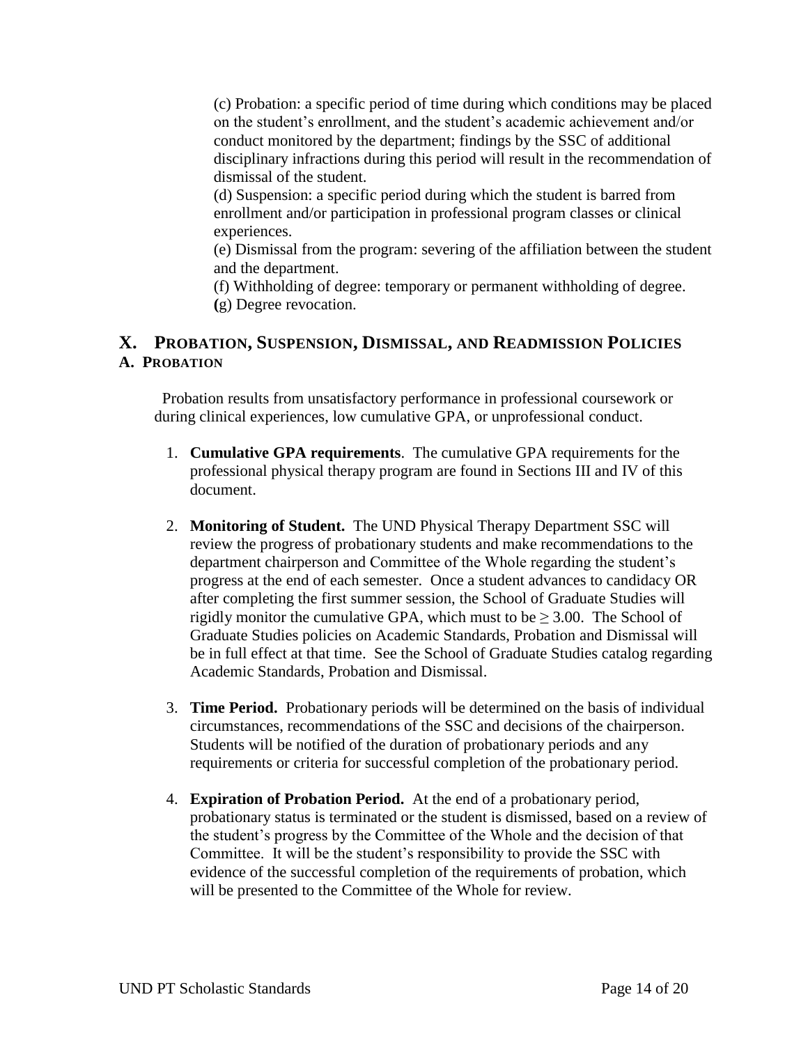(c) Probation: a specific period of time during which conditions may be placed on the student's enrollment, and the student's academic achievement and/or conduct monitored by the department; findings by the SSC of additional disciplinary infractions during this period will result in the recommendation of dismissal of the student.
(d) Suspension: a specific period during which the student is barred from enrollment and/or participation in professional program classes or clinical experiences.
(e) Dismissal from the program: severing of the affiliation between the student and the department.
(f) Withholding of degree: temporary or permanent withholding of degree.
(g) Degree revocation.

## X. PROBATION, SUSPENSION, DISMISSAL, AND READMISSION POLICIES

### A. PROBATION

Probation results from unsatisfactory performance in professional coursework or during clinical experiences, low cumulative GPA, or unprofessional conduct.

1. **Cumulative GPA requirements**. The cumulative GPA requirements for the professional physical therapy program are found in Sections III and IV of this document.

2. **Monitoring of Student.** The UND Physical Therapy Department SSC will review the progress of probationary students and make recommendations to the department chairperson and Committee of the Whole regarding the student's progress at the end of each semester. Once a student advances to candidacy OR after completing the first summer session, the School of Graduate Studies will rigidly monitor the cumulative GPA, which must to be $\geq 3.00$. The School of Graduate Studies policies on Academic Standards, Probation and Dismissal will be in full effect at that time. See the School of Graduate Studies catalog regarding Academic Standards, Probation and Dismissal.

3. **Time Period.** Probationary periods will be determined on the basis of individual circumstances, recommendations of the SSC and decisions of the chairperson. Students will be notified of the duration of probationary periods and any requirements or criteria for successful completion of the probationary period.

4. **Expiration of Probation Period.** At the end of a probationary period, probationary status is terminated or the student is dismissed, based on a review of the student's progress by the Committee of the Whole and the decision of that Committee. It will be the student's responsibility to provide the SSC with evidence of the successful completion of the requirements of probation, which will be presented to the Committee of the Whole for review.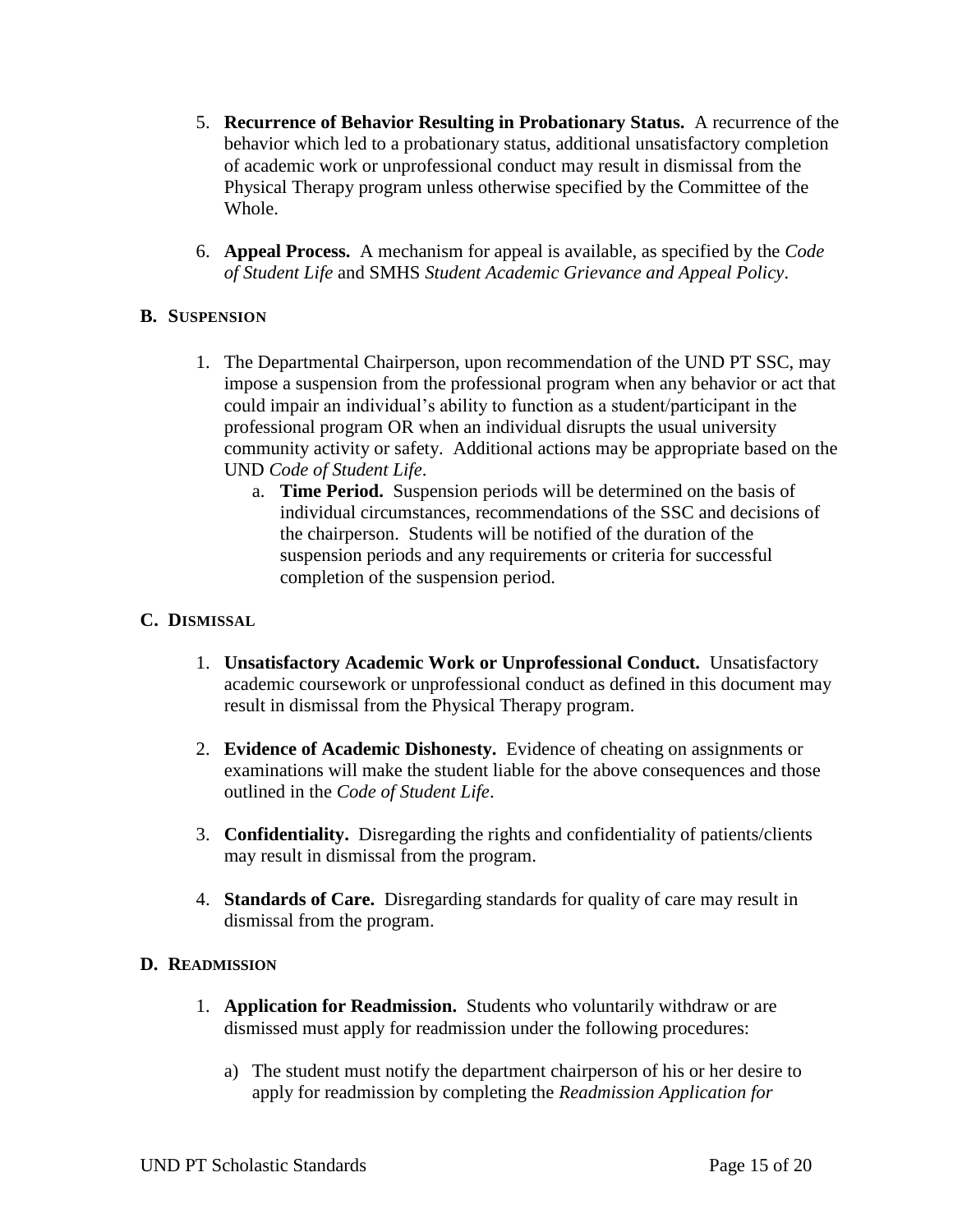5. **Recurrence of Behavior Resulting in Probationary Status.** A recurrence of the behavior which led to a probationary status, additional unsatisfactory completion of academic work or unprofessional conduct may result in dismissal from the Physical Therapy program unless otherwise specified by the Committee of the Whole.

6. **Appeal Process.** A mechanism for appeal is available, as specified by the *Code of Student Life* and SMHS *Student Academic Grievance and Appeal Policy*.

### B. SUSPENSION

1. The Departmental Chairperson, upon recommendation of the UND PT SSC, may impose a suspension from the professional program when any behavior or act that could impair an individual's ability to function as a student/participant in the professional program OR when an individual disrupts the usual university community activity or safety. Additional actions may be appropriate based on the UND *Code of Student Life*.
   a. **Time Period.** Suspension periods will be determined on the basis of individual circumstances, recommendations of the SSC and decisions of the chairperson. Students will be notified of the duration of the suspension periods and any requirements or criteria for successful completion of the suspension period.

### C. DISMISSAL

1. **Unsatisfactory Academic Work or Unprofessional Conduct.** Unsatisfactory academic coursework or unprofessional conduct as defined in this document may result in dismissal from the Physical Therapy program.

2. **Evidence of Academic Dishonesty.** Evidence of cheating on assignments or examinations will make the student liable for the above consequences and those outlined in the *Code of Student Life*.

3. **Confidentiality.** Disregarding the rights and confidentiality of patients/clients may result in dismissal from the program.

4. **Standards of Care.** Disregarding standards for quality of care may result in dismissal from the program.

### D. READMISSION

1. **Application for Readmission.** Students who voluntarily withdraw or are dismissed must apply for readmission under the following procedures:

   a) The student must notify the department chairperson of his or her desire to apply for readmission by completing the *Readmission Application for*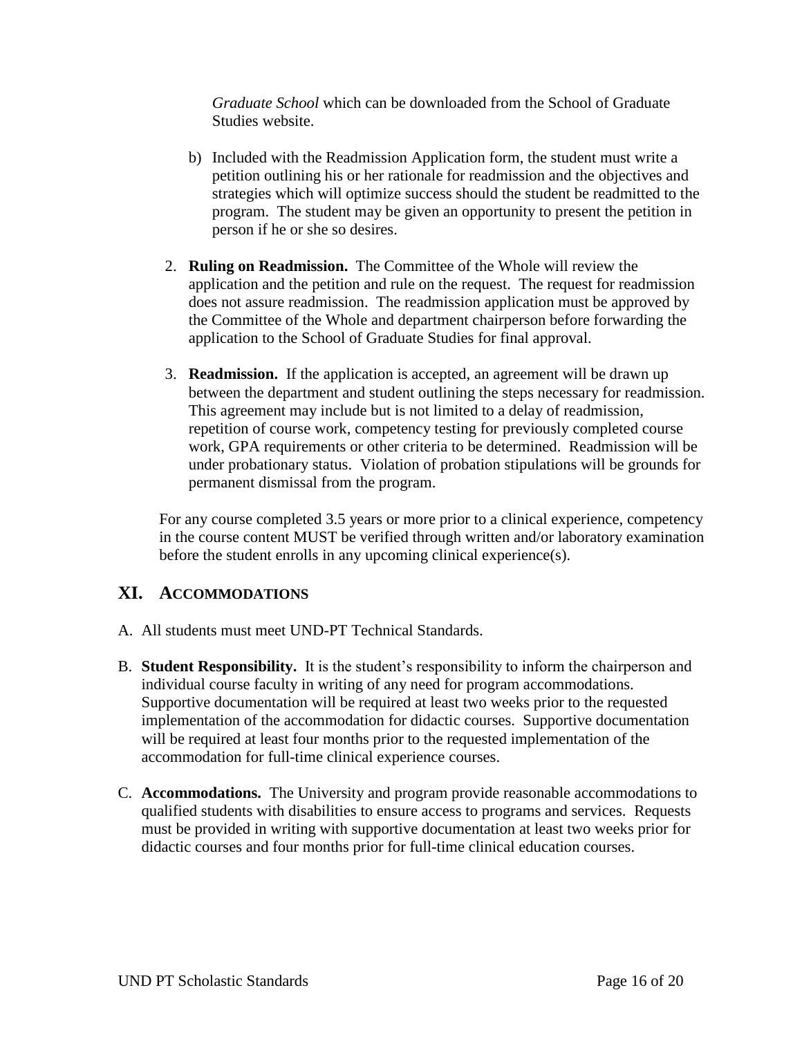*Graduate School* which can be downloaded from the School of Graduate Studies website.

   b) Included with the Readmission Application form, the student must write a petition outlining his or her rationale for readmission and the objectives and strategies which will optimize success should the student be readmitted to the program. The student may be given an opportunity to present the petition in person if he or she so desires.

2. **Ruling on Readmission.** The Committee of the Whole will review the application and the petition and rule on the request. The request for readmission does not assure readmission. The readmission application must be approved by the Committee of the Whole and department chairperson before forwarding the application to the School of Graduate Studies for final approval.

3. **Readmission.** If the application is accepted, an agreement will be drawn up between the department and student outlining the steps necessary for readmission. This agreement may include but is not limited to a delay of readmission, repetition of course work, competency testing for previously completed course work, GPA requirements or other criteria to be determined. Readmission will be under probationary status. Violation of probation stipulations will be grounds for permanent dismissal from the program.

For any course completed 3.5 years or more prior to a clinical experience, competency in the course content MUST be verified through written and/or laboratory examination before the student enrolls in any upcoming clinical experience(s).

## XI. ACCOMMODATIONS

A. All students must meet UND-PT Technical Standards.

B. **Student Responsibility.** It is the student's responsibility to inform the chairperson and individual course faculty in writing of any need for program accommodations. Supportive documentation will be required at least two weeks prior to the requested implementation of the accommodation for didactic courses. Supportive documentation will be required at least four months prior to the requested implementation of the accommodation for full-time clinical experience courses.

C. **Accommodations.** The University and program provide reasonable accommodations to qualified students with disabilities to ensure access to programs and services. Requests must be provided in writing with supportive documentation at least two weeks prior for didactic courses and four months prior for full-time clinical education courses.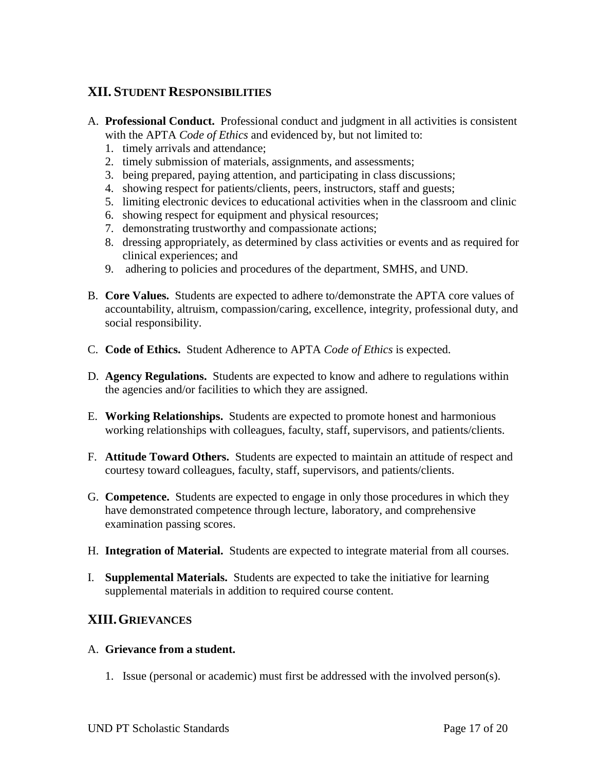## XII. STUDENT RESPONSIBILITIES

A. **Professional Conduct.** Professional conduct and judgment in all activities is consistent with the APTA *Code of Ethics* and evidenced by, but not limited to:
   1. timely arrivals and attendance;
   2. timely submission of materials, assignments, and assessments;
   3. being prepared, paying attention, and participating in class discussions;
   4. showing respect for patients/clients, peers, instructors, staff and guests;
   5. limiting electronic devices to educational activities when in the classroom and clinic
   6. showing respect for equipment and physical resources;
   7. demonstrating trustworthy and compassionate actions;
   8. dressing appropriately, as determined by class activities or events and as required for clinical experiences; and
   9. adhering to policies and procedures of the department, SMHS, and UND.

B. **Core Values.** Students are expected to adhere to/demonstrate the APTA core values of accountability, altruism, compassion/caring, excellence, integrity, professional duty, and social responsibility.

C. **Code of Ethics.** Student Adherence to APTA *Code of Ethics* is expected.

D. **Agency Regulations.** Students are expected to know and adhere to regulations within the agencies and/or facilities to which they are assigned.

E. **Working Relationships.** Students are expected to promote honest and harmonious working relationships with colleagues, faculty, staff, supervisors, and patients/clients.

F. **Attitude Toward Others.** Students are expected to maintain an attitude of respect and courtesy toward colleagues, faculty, staff, supervisors, and patients/clients.

G. **Competence.** Students are expected to engage in only those procedures in which they have demonstrated competence through lecture, laboratory, and comprehensive examination passing scores.

H. **Integration of Material.** Students are expected to integrate material from all courses.

I. **Supplemental Materials.** Students are expected to take the initiative for learning supplemental materials in addition to required course content.

## XIII. GRIEVANCES

A. **Grievance from a student.**

   1. Issue (personal or academic) must first be addressed with the involved person(s).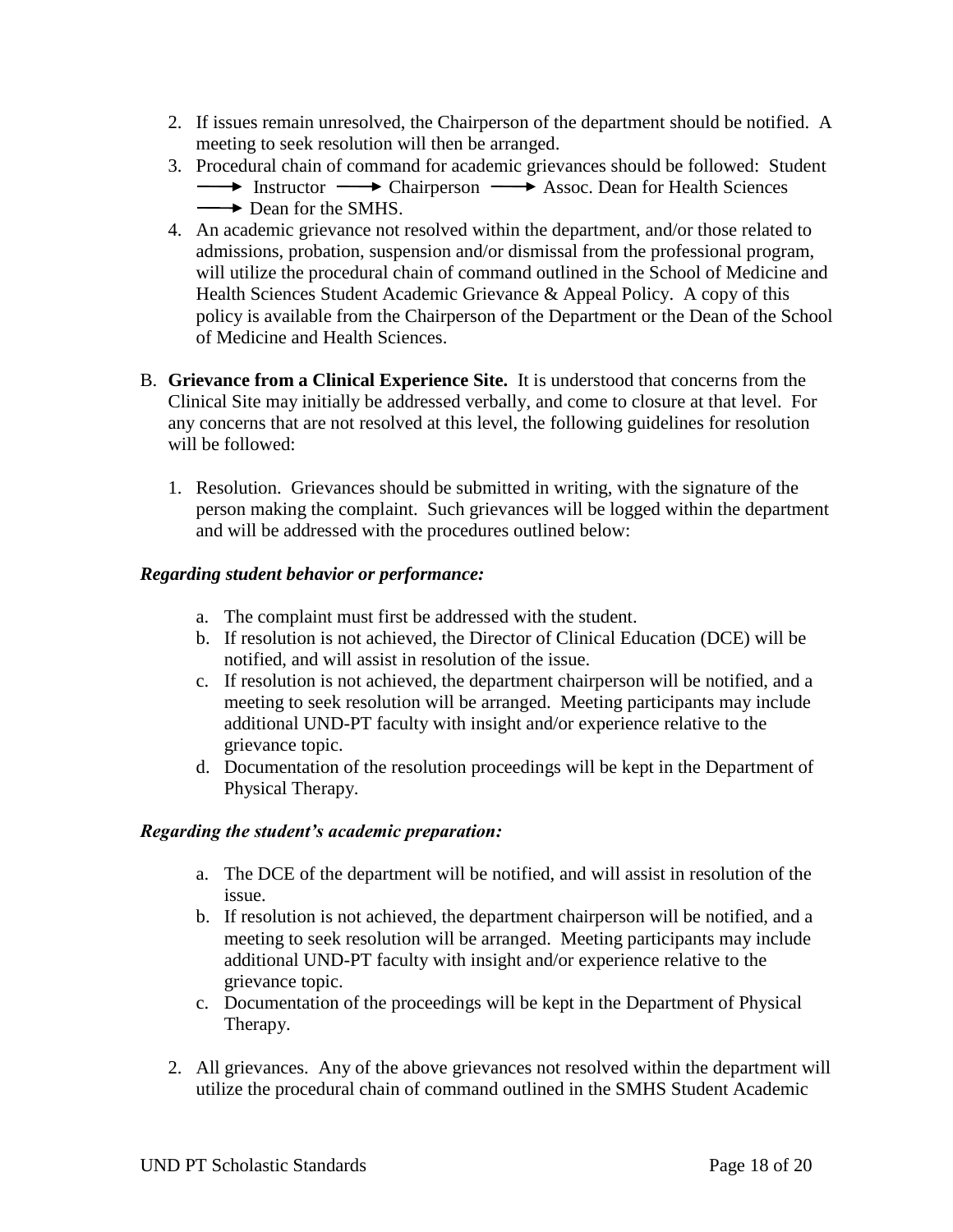2. If issues remain unresolved, the Chairperson of the department should be notified. A meeting to seek resolution will then be arranged.
3. Procedural chain of command for academic grievances should be followed: Student → Instructor → Chairperson → Assoc. Dean for Health Sciences → Dean for the SMHS.
4. An academic grievance not resolved within the department, and/or those related to admissions, probation, suspension and/or dismissal from the professional program, will utilize the procedural chain of command outlined in the School of Medicine and Health Sciences Student Academic Grievance & Appeal Policy. A copy of this policy is available from the Chairperson of the Department or the Dean of the School of Medicine and Health Sciences.

B. **Grievance from a Clinical Experience Site.** It is understood that concerns from the Clinical Site may initially be addressed verbally, and come to closure at that level. For any concerns that are not resolved at this level, the following guidelines for resolution will be followed:

1. Resolution. Grievances should be submitted in writing, with the signature of the person making the complaint. Such grievances will be logged within the department and will be addressed with the procedures outlined below:

***Regarding student behavior or performance:***

a. The complaint must first be addressed with the student.
b. If resolution is not achieved, the Director of Clinical Education (DCE) will be notified, and will assist in resolution of the issue.
c. If resolution is not achieved, the department chairperson will be notified, and a meeting to seek resolution will be arranged. Meeting participants may include additional UND-PT faculty with insight and/or experience relative to the grievance topic.
d. Documentation of the resolution proceedings will be kept in the Department of Physical Therapy.

***Regarding the student's academic preparation:***

a. The DCE of the department will be notified, and will assist in resolution of the issue.
b. If resolution is not achieved, the department chairperson will be notified, and a meeting to seek resolution will be arranged. Meeting participants may include additional UND-PT faculty with insight and/or experience relative to the grievance topic.
c. Documentation of the proceedings will be kept in the Department of Physical Therapy.

2. All grievances. Any of the above grievances not resolved within the department will utilize the procedural chain of command outlined in the SMHS Student Academic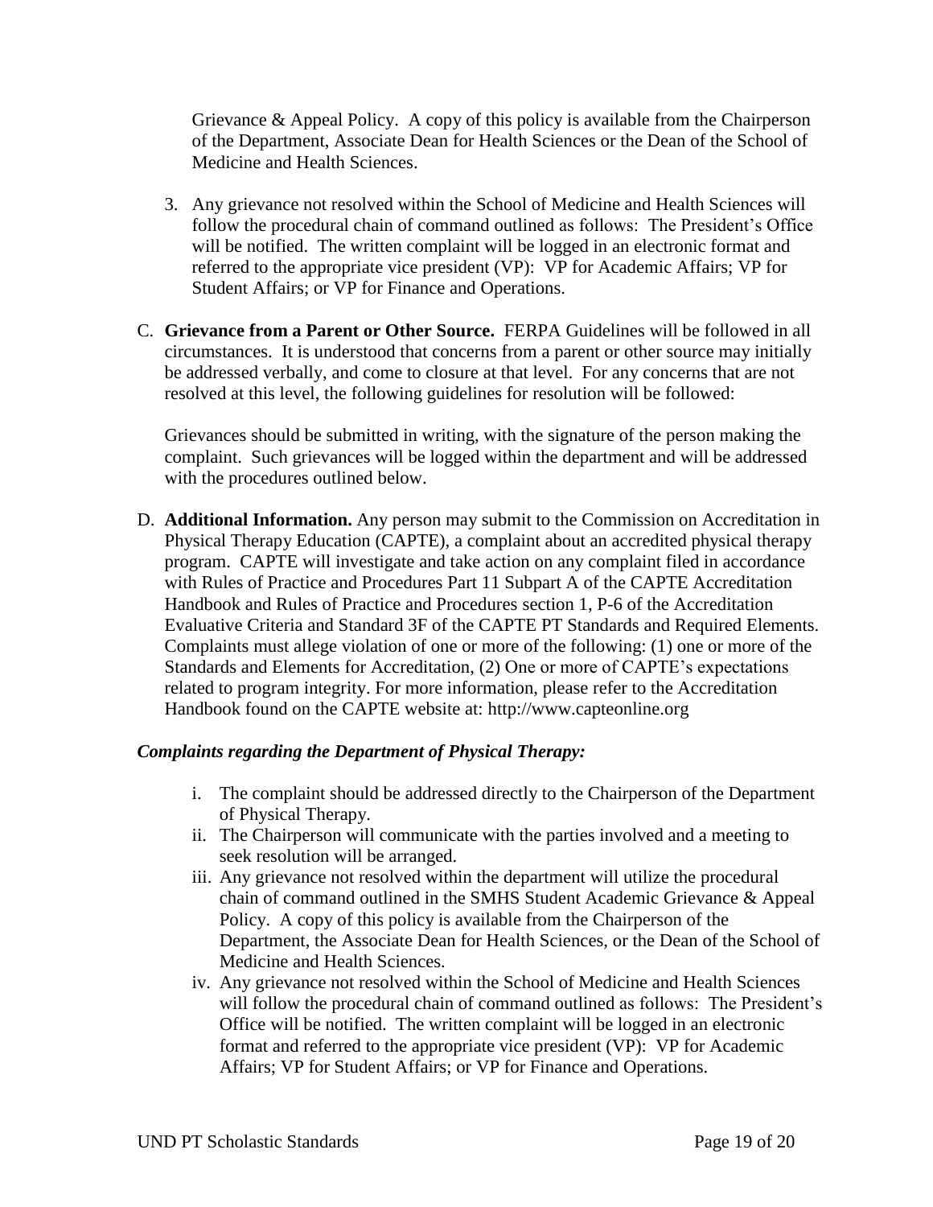Grievance & Appeal Policy. A copy of this policy is available from the Chairperson of the Department, Associate Dean for Health Sciences or the Dean of the School of Medicine and Health Sciences.

3. Any grievance not resolved within the School of Medicine and Health Sciences will follow the procedural chain of command outlined as follows: The President's Office will be notified. The written complaint will be logged in an electronic format and referred to the appropriate vice president (VP): VP for Academic Affairs; VP for Student Affairs; or VP for Finance and Operations.

C. **Grievance from a Parent or Other Source.** FERPA Guidelines will be followed in all circumstances. It is understood that concerns from a parent or other source may initially be addressed verbally, and come to closure at that level. For any concerns that are not resolved at this level, the following guidelines for resolution will be followed:

Grievances should be submitted in writing, with the signature of the person making the complaint. Such grievances will be logged within the department and will be addressed with the procedures outlined below.

D. **Additional Information.** Any person may submit to the Commission on Accreditation in Physical Therapy Education (CAPTE), a complaint about an accredited physical therapy program. CAPTE will investigate and take action on any complaint filed in accordance with Rules of Practice and Procedures Part 11 Subpart A of the CAPTE Accreditation Handbook and Rules of Practice and Procedures section 1, P-6 of the Accreditation Evaluative Criteria and Standard 3F of the CAPTE PT Standards and Required Elements. Complaints must allege violation of one or more of the following: (1) one or more of the Standards and Elements for Accreditation, (2) One or more of CAPTE's expectations related to program integrity. For more information, please refer to the Accreditation Handbook found on the CAPTE website at: http://www.capteonline.org

***Complaints regarding the Department of Physical Therapy:***

i. The complaint should be addressed directly to the Chairperson of the Department of Physical Therapy.
ii. The Chairperson will communicate with the parties involved and a meeting to seek resolution will be arranged.
iii. Any grievance not resolved within the department will utilize the procedural chain of command outlined in the SMHS Student Academic Grievance & Appeal Policy. A copy of this policy is available from the Chairperson of the Department, the Associate Dean for Health Sciences, or the Dean of the School of Medicine and Health Sciences.
iv. Any grievance not resolved within the School of Medicine and Health Sciences will follow the procedural chain of command outlined as follows: The President's Office will be notified. The written complaint will be logged in an electronic format and referred to the appropriate vice president (VP): VP for Academic Affairs; VP for Student Affairs; or VP for Finance and Operations.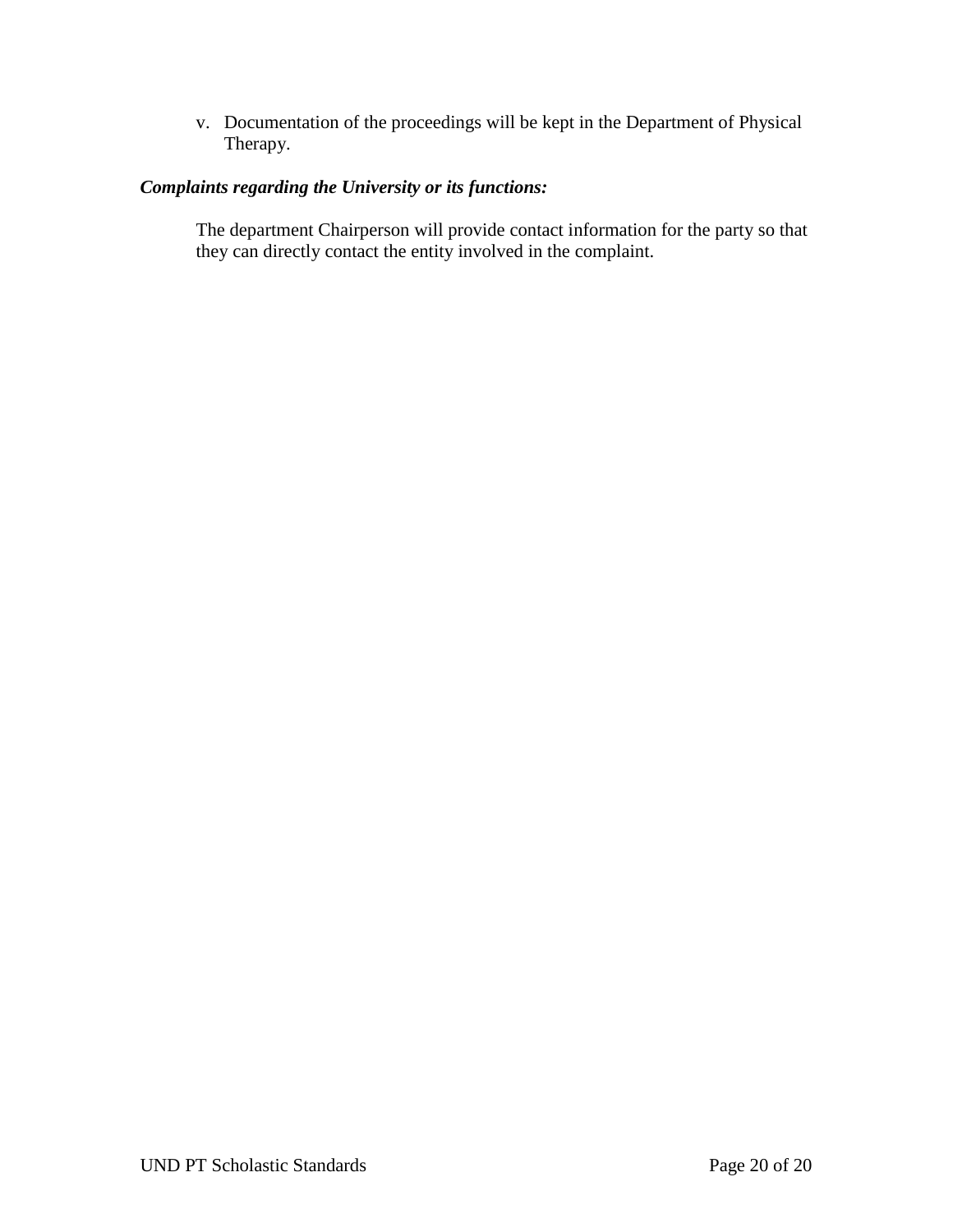v. Documentation of the proceedings will be kept in the Department of Physical Therapy.

***Complaints regarding the University or its functions:***

The department Chairperson will provide contact information for the party so that they can directly contact the entity involved in the complaint.